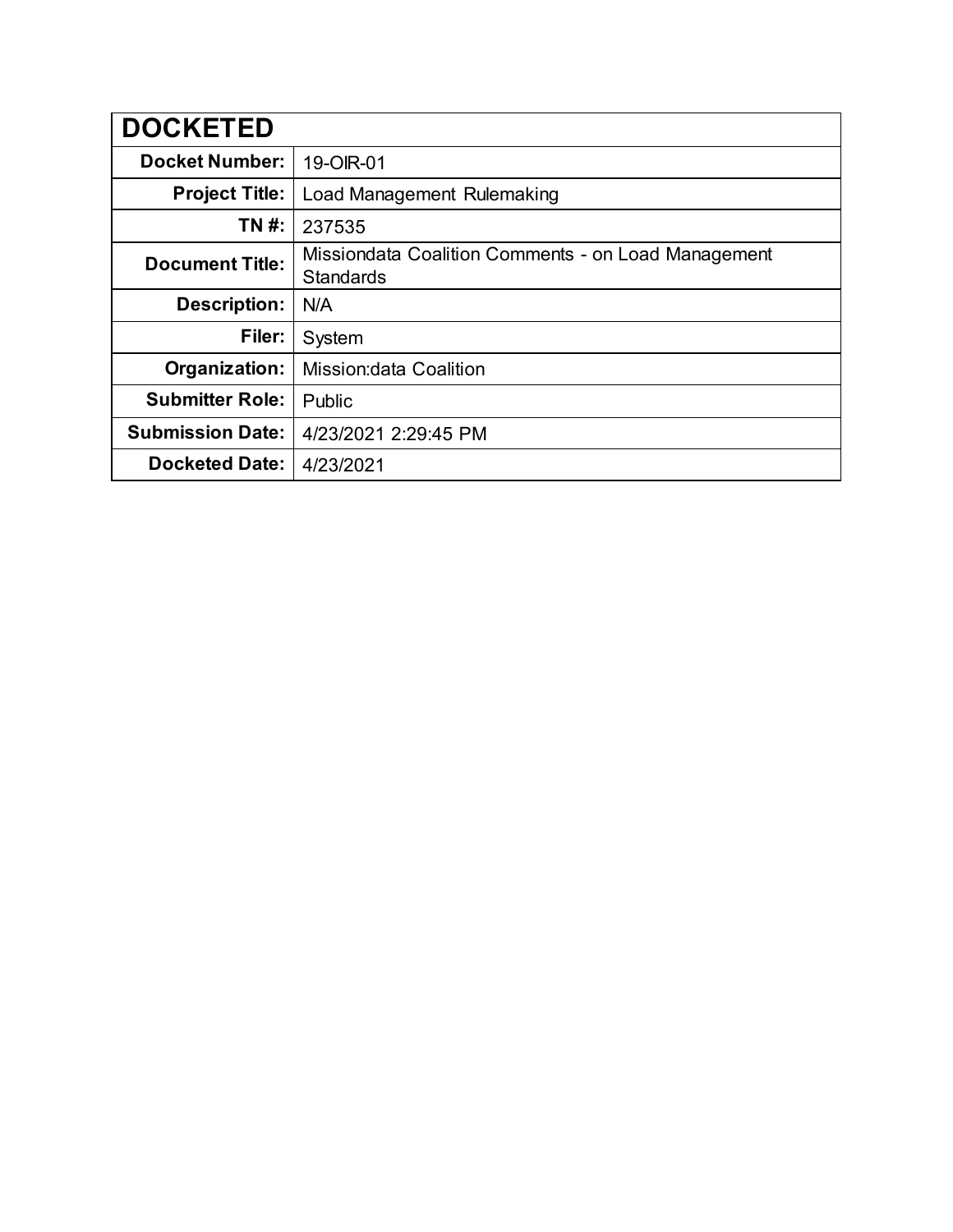| DOCKETED | |
|---|---|
| **Docket Number:** | 19-OIR-01 |
| **Project Title:** | Load Management Rulemaking |
| **TN #:** | 237535 |
| **Document Title:** | Missiondata Coalition Comments - on Load Management Standards |
| **Description:** | N/A |
| **Filer:** | System |
| **Organization:** | Mission:data Coalition |
| **Submitter Role:** | Public |
| **Submission Date:** | 4/23/2021 2:29:45 PM |
| **Docketed Date:** | 4/23/2021 |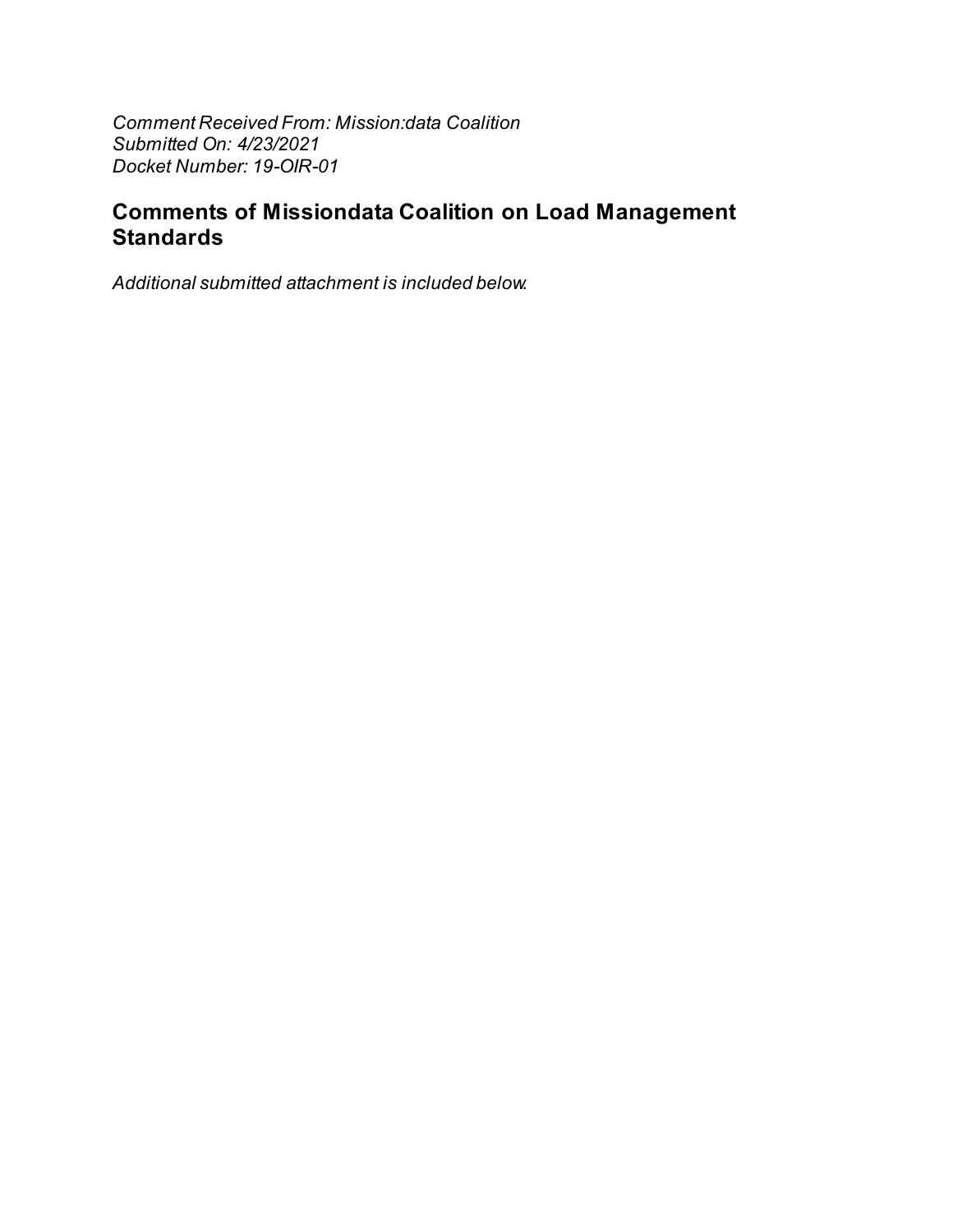*Comment Received From: Mission:data Coalition*
*Submitted On: 4/23/2021*
*Docket Number: 19-OIR-01*

## Comments of Missiondata Coalition on Load Management Standards

*Additional submitted attachment is included below.*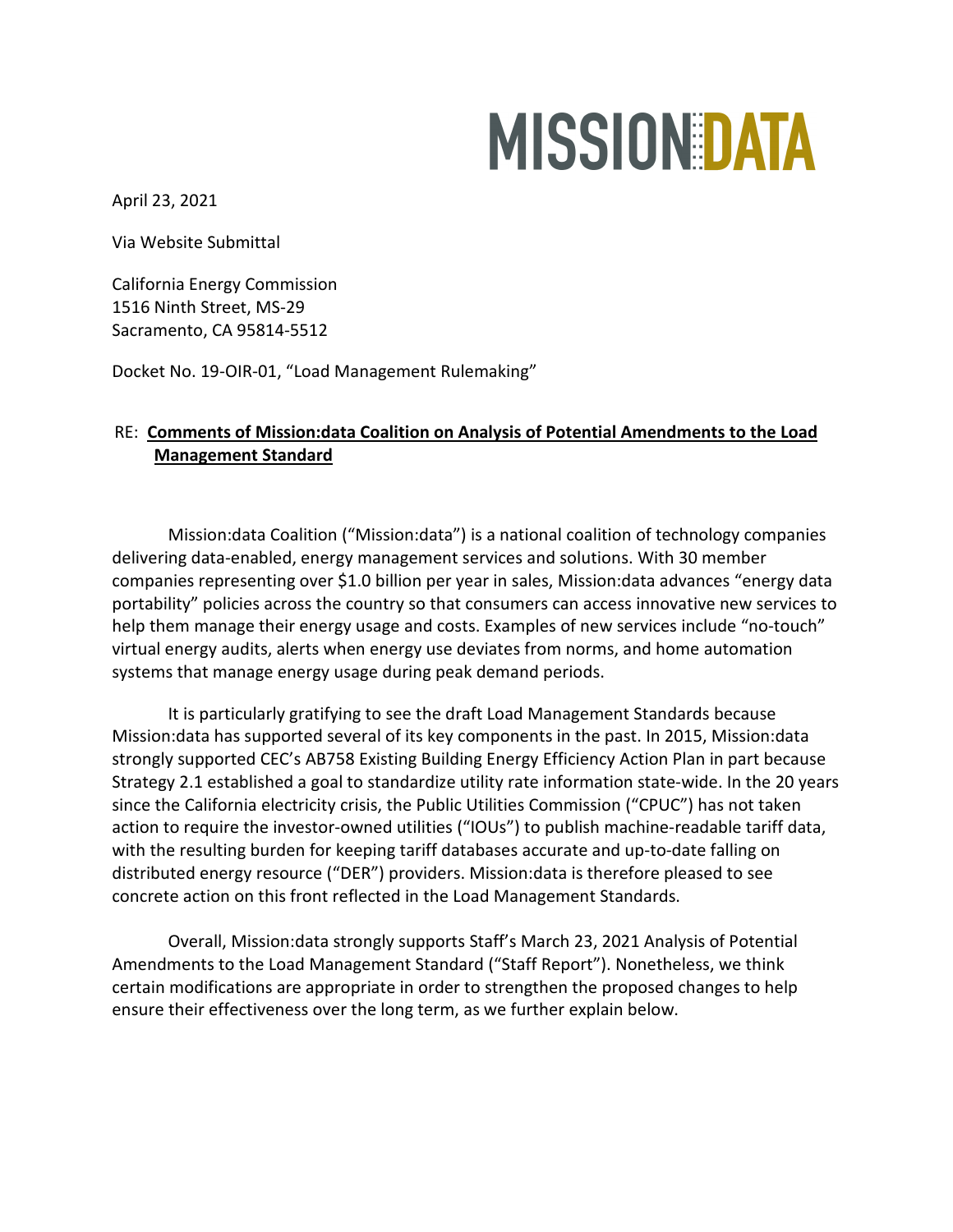MISSION:DATA

April 23, 2021

Via Website Submittal

California Energy Commission
1516 Ninth Street, MS-29
Sacramento, CA 95814-5512

Docket No. 19-OIR-01, "Load Management Rulemaking"

RE: **Comments of Mission:data Coalition on Analysis of Potential Amendments to the Load Management Standard**

Mission:data Coalition ("Mission:data") is a national coalition of technology companies delivering data-enabled, energy management services and solutions. With 30 member companies representing over $1.0 billion per year in sales, Mission:data advances "energy data portability" policies across the country so that consumers can access innovative new services to help them manage their energy usage and costs. Examples of new services include "no-touch" virtual energy audits, alerts when energy use deviates from norms, and home automation systems that manage energy usage during peak demand periods.

It is particularly gratifying to see the draft Load Management Standards because Mission:data has supported several of its key components in the past. In 2015, Mission:data strongly supported CEC's AB758 Existing Building Energy Efficiency Action Plan in part because Strategy 2.1 established a goal to standardize utility rate information state-wide. In the 20 years since the California electricity crisis, the Public Utilities Commission ("CPUC") has not taken action to require the investor-owned utilities ("IOUs") to publish machine-readable tariff data, with the resulting burden for keeping tariff databases accurate and up-to-date falling on distributed energy resource ("DER") providers. Mission:data is therefore pleased to see concrete action on this front reflected in the Load Management Standards.

Overall, Mission:data strongly supports Staff's March 23, 2021 Analysis of Potential Amendments to the Load Management Standard ("Staff Report"). Nonetheless, we think certain modifications are appropriate in order to strengthen the proposed changes to help ensure their effectiveness over the long term, as we further explain below.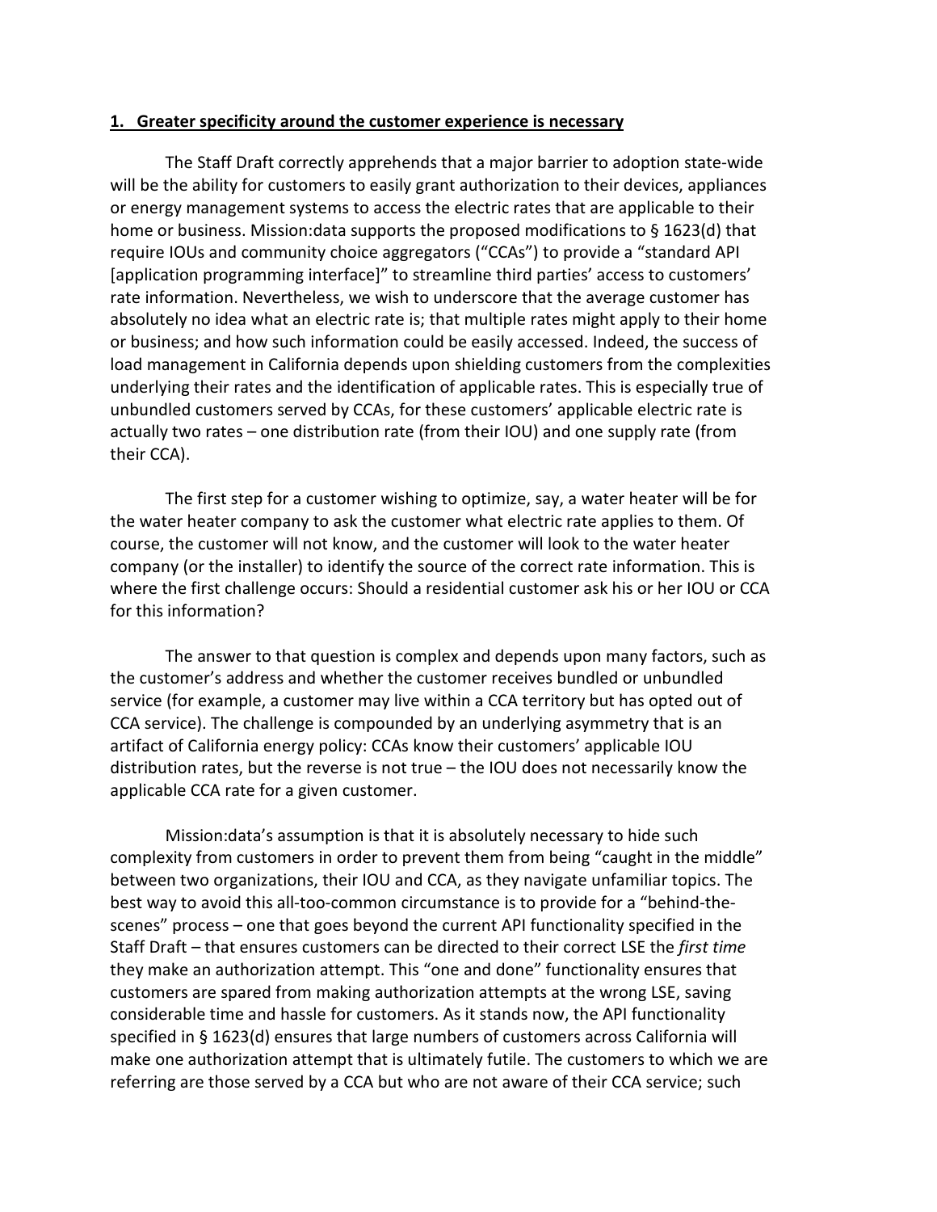**1. Greater specificity around the customer experience is necessary**

The Staff Draft correctly apprehends that a major barrier to adoption state-wide will be the ability for customers to easily grant authorization to their devices, appliances or energy management systems to access the electric rates that are applicable to their home or business. Mission:data supports the proposed modifications to § 1623(d) that require IOUs and community choice aggregators ("CCAs") to provide a "standard API [application programming interface]" to streamline third parties' access to customers' rate information. Nevertheless, we wish to underscore that the average customer has absolutely no idea what an electric rate is; that multiple rates might apply to their home or business; and how such information could be easily accessed. Indeed, the success of load management in California depends upon shielding customers from the complexities underlying their rates and the identification of applicable rates. This is especially true of unbundled customers served by CCAs, for these customers' applicable electric rate is actually two rates – one distribution rate (from their IOU) and one supply rate (from their CCA).

The first step for a customer wishing to optimize, say, a water heater will be for the water heater company to ask the customer what electric rate applies to them. Of course, the customer will not know, and the customer will look to the water heater company (or the installer) to identify the source of the correct rate information. This is where the first challenge occurs: Should a residential customer ask his or her IOU or CCA for this information?

The answer to that question is complex and depends upon many factors, such as the customer's address and whether the customer receives bundled or unbundled service (for example, a customer may live within a CCA territory but has opted out of CCA service). The challenge is compounded by an underlying asymmetry that is an artifact of California energy policy: CCAs know their customers' applicable IOU distribution rates, but the reverse is not true – the IOU does not necessarily know the applicable CCA rate for a given customer.

Mission:data's assumption is that it is absolutely necessary to hide such complexity from customers in order to prevent them from being "caught in the middle" between two organizations, their IOU and CCA, as they navigate unfamiliar topics. The best way to avoid this all-too-common circumstance is to provide for a "behind-the-scenes" process – one that goes beyond the current API functionality specified in the Staff Draft – that ensures customers can be directed to their correct LSE the *first time* they make an authorization attempt. This "one and done" functionality ensures that customers are spared from making authorization attempts at the wrong LSE, saving considerable time and hassle for customers. As it stands now, the API functionality specified in § 1623(d) ensures that large numbers of customers across California will make one authorization attempt that is ultimately futile. The customers to which we are referring are those served by a CCA but who are not aware of their CCA service; such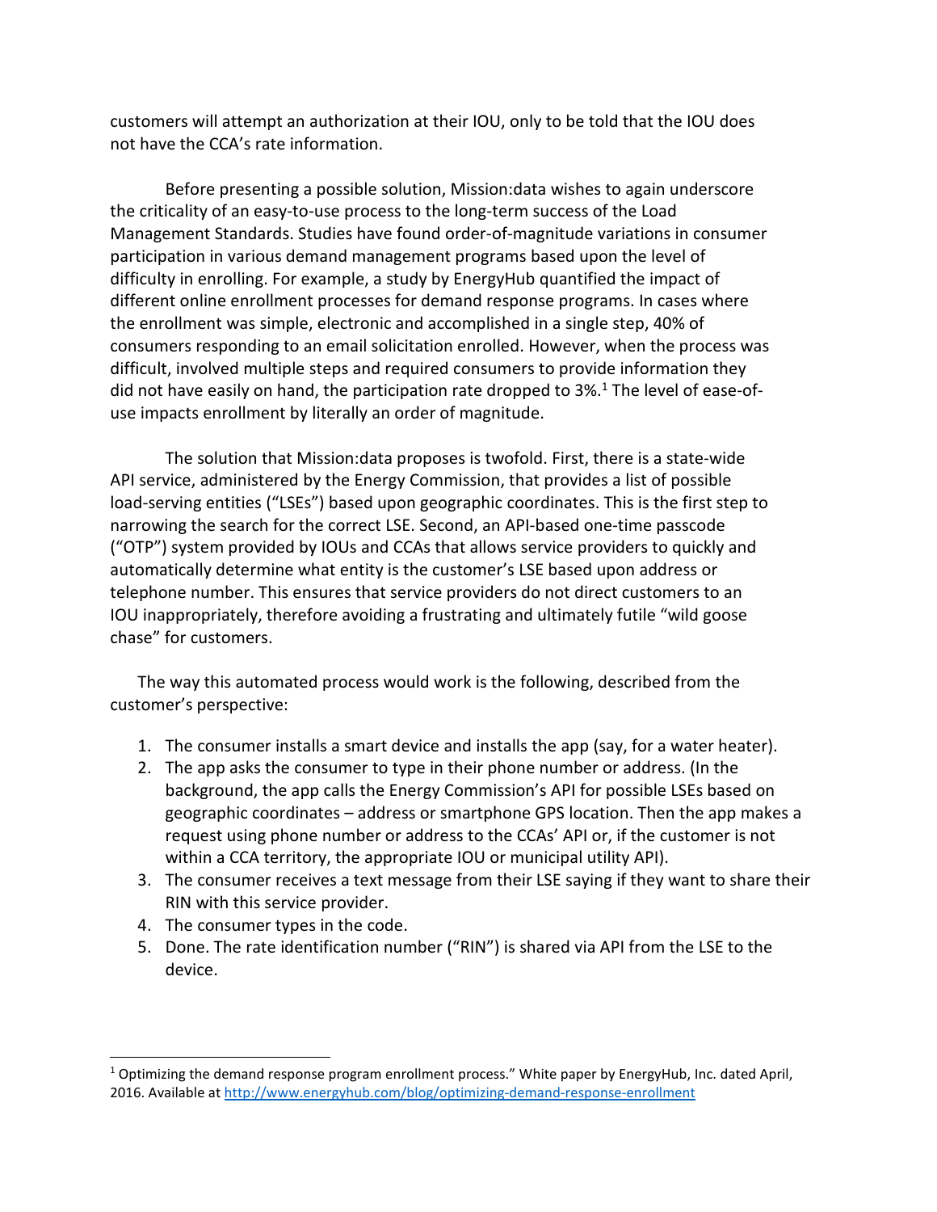customers will attempt an authorization at their IOU, only to be told that the IOU does not have the CCA's rate information.

Before presenting a possible solution, Mission:data wishes to again underscore the criticality of an easy-to-use process to the long-term success of the Load Management Standards. Studies have found order-of-magnitude variations in consumer participation in various demand management programs based upon the level of difficulty in enrolling. For example, a study by EnergyHub quantified the impact of different online enrollment processes for demand response programs. In cases where the enrollment was simple, electronic and accomplished in a single step, 40% of consumers responding to an email solicitation enrolled. However, when the process was difficult, involved multiple steps and required consumers to provide information they did not have easily on hand, the participation rate dropped to 3%.[1] The level of ease-of-use impacts enrollment by literally an order of magnitude.

The solution that Mission:data proposes is twofold. First, there is a state-wide API service, administered by the Energy Commission, that provides a list of possible load-serving entities ("LSEs") based upon geographic coordinates. This is the first step to narrowing the search for the correct LSE. Second, an API-based one-time passcode ("OTP") system provided by IOUs and CCAs that allows service providers to quickly and automatically determine what entity is the customer's LSE based upon address or telephone number. This ensures that service providers do not direct customers to an IOU inappropriately, therefore avoiding a frustrating and ultimately futile "wild goose chase" for customers.

The way this automated process would work is the following, described from the customer's perspective:

1. The consumer installs a smart device and installs the app (say, for a water heater).
2. The app asks the consumer to type in their phone number or address. (In the background, the app calls the Energy Commission's API for possible LSEs based on geographic coordinates – address or smartphone GPS location. Then the app makes a request using phone number or address to the CCAs' API or, if the customer is not within a CCA territory, the appropriate IOU or municipal utility API).
3. The consumer receives a text message from their LSE saying if they want to share their RIN with this service provider.
4. The consumer types in the code.
5. Done. The rate identification number ("RIN") is shared via API from the LSE to the device.

---

[1] Optimizing the demand response program enrollment process." White paper by EnergyHub, Inc. dated April, 2016. Available at http://www.energyhub.com/blog/optimizing-demand-response-enrollment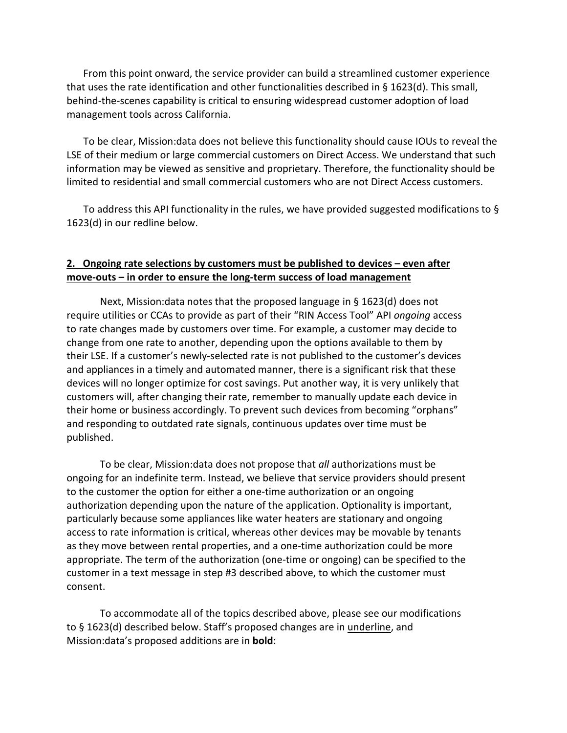From this point onward, the service provider can build a streamlined customer experience that uses the rate identification and other functionalities described in § 1623(d). This small, behind-the-scenes capability is critical to ensuring widespread customer adoption of load management tools across California.

To be clear, Mission:data does not believe this functionality should cause IOUs to reveal the LSE of their medium or large commercial customers on Direct Access. We understand that such information may be viewed as sensitive and proprietary. Therefore, the functionality should be limited to residential and small commercial customers who are not Direct Access customers.

To address this API functionality in the rules, we have provided suggested modifications to § 1623(d) in our redline below.

## **2. Ongoing rate selections by customers must be published to devices – even after move-outs – in order to ensure the long-term success of load management**

Next, Mission:data notes that the proposed language in § 1623(d) does not require utilities or CCAs to provide as part of their "RIN Access Tool" API *ongoing* access to rate changes made by customers over time. For example, a customer may decide to change from one rate to another, depending upon the options available to them by their LSE. If a customer's newly-selected rate is not published to the customer's devices and appliances in a timely and automated manner, there is a significant risk that these devices will no longer optimize for cost savings. Put another way, it is very unlikely that customers will, after changing their rate, remember to manually update each device in their home or business accordingly. To prevent such devices from becoming "orphans" and responding to outdated rate signals, continuous updates over time must be published.

To be clear, Mission:data does not propose that *all* authorizations must be ongoing for an indefinite term. Instead, we believe that service providers should present to the customer the option for either a one-time authorization or an ongoing authorization depending upon the nature of the application. Optionality is important, particularly because some appliances like water heaters are stationary and ongoing access to rate information is critical, whereas other devices may be movable by tenants as they move between rental properties, and a one-time authorization could be more appropriate. The term of the authorization (one-time or ongoing) can be specified to the customer in a text message in step #3 described above, to which the customer must consent.

To accommodate all of the topics described above, please see our modifications to § 1623(d) described below. Staff's proposed changes are in <u>underline</u>, and Mission:data's proposed additions are in **bold**: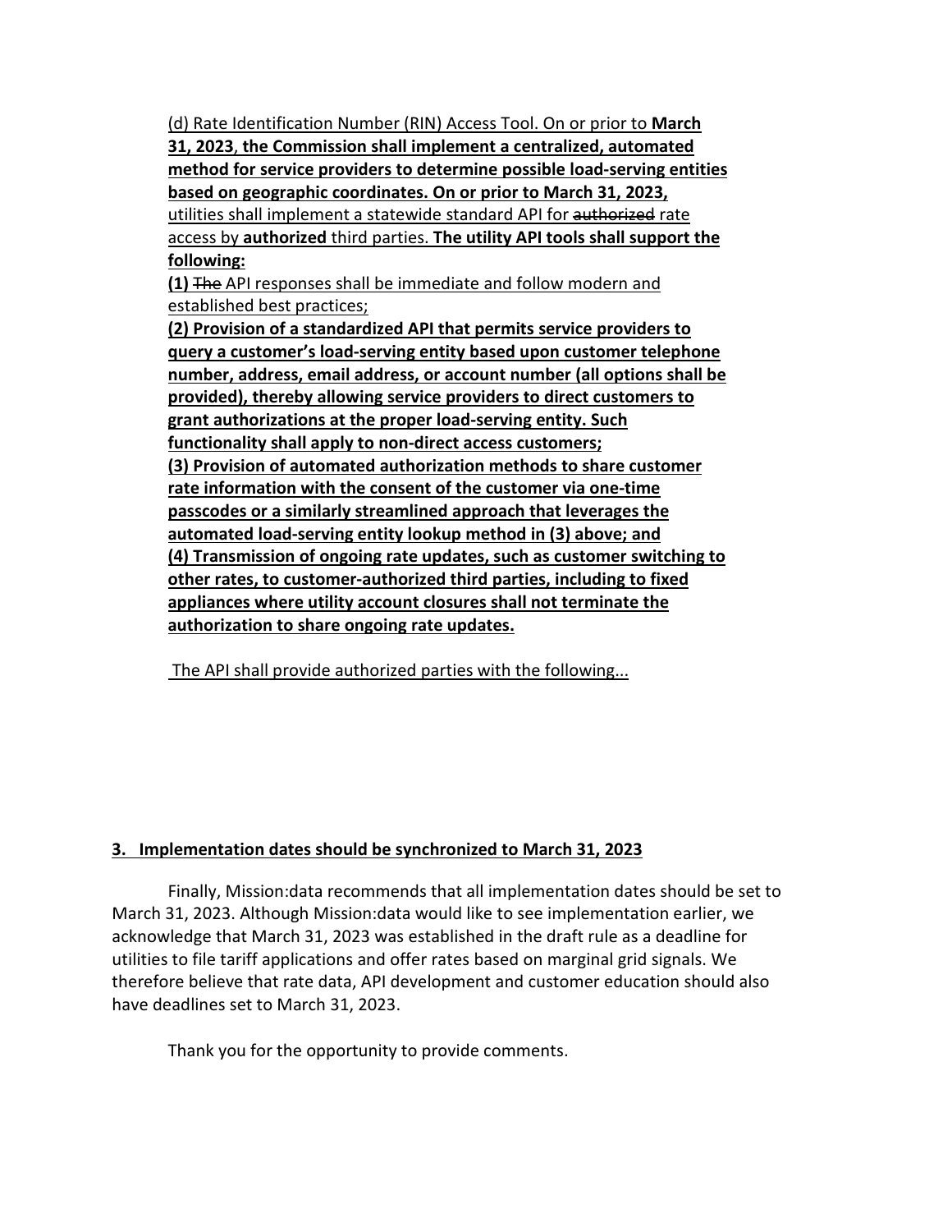(d) Rate Identification Number (RIN) Access Tool. On or prior to **March 31, 2023**, **the Commission shall implement a centralized, automated method for service providers to determine possible load-serving entities based on geographic coordinates. On or prior to March 31, 2023,** utilities shall implement a statewide standard API for ~~authorized~~ rate access by **authorized** third parties. **The utility API tools shall support the following:**

**(1)** ~~The~~ API responses shall be immediate and follow modern and established best practices;

**(2) Provision of a standardized API that permits service providers to query a customer's load-serving entity based upon customer telephone number, address, email address, or account number (all options shall be provided), thereby allowing service providers to direct customers to grant authorizations at the proper load-serving entity. Such functionality shall apply to non-direct access customers;**

**(3) Provision of automated authorization methods to share customer rate information with the consent of the customer via one-time passcodes or a similarly streamlined approach that leverages the automated load-serving entity lookup method in (3) above; and**

**(4) Transmission of ongoing rate updates, such as customer switching to other rates, to customer-authorized third parties, including to fixed appliances where utility account closures shall not terminate the authorization to share ongoing rate updates.**

The API shall provide authorized parties with the following...

## 3. Implementation dates should be synchronized to March 31, 2023

Finally, Mission:data recommends that all implementation dates should be set to March 31, 2023. Although Mission:data would like to see implementation earlier, we acknowledge that March 31, 2023 was established in the draft rule as a deadline for utilities to file tariff applications and offer rates based on marginal grid signals. We therefore believe that rate data, API development and customer education should also have deadlines set to March 31, 2023.

Thank you for the opportunity to provide comments.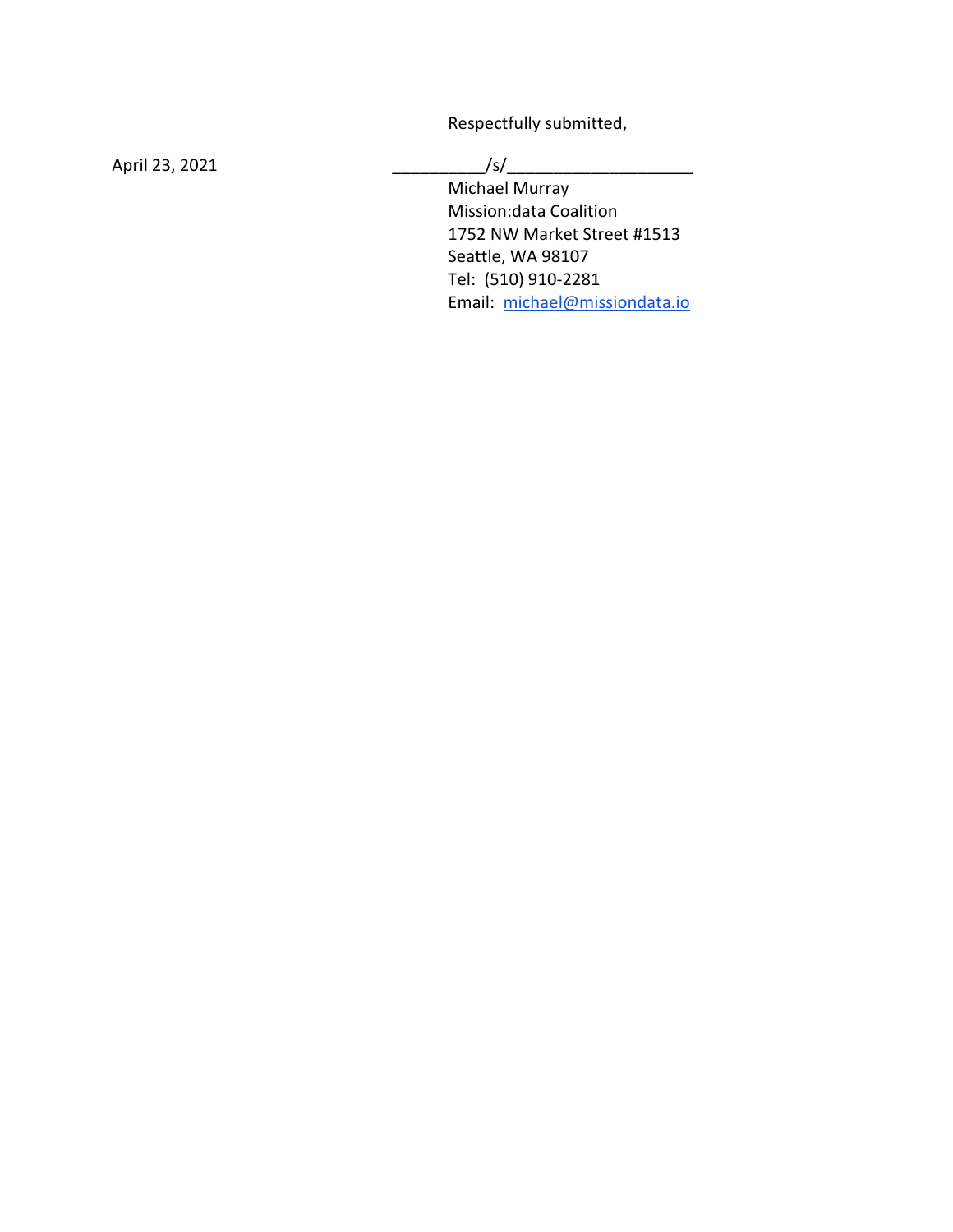Respectfully submitted,

April 23, 2021 __________/s/____________________

Michael Murray
Mission:data Coalition
1752 NW Market Street #1513
Seattle, WA 98107
Tel: (510) 910-2281
Email: michael@missiondata.io